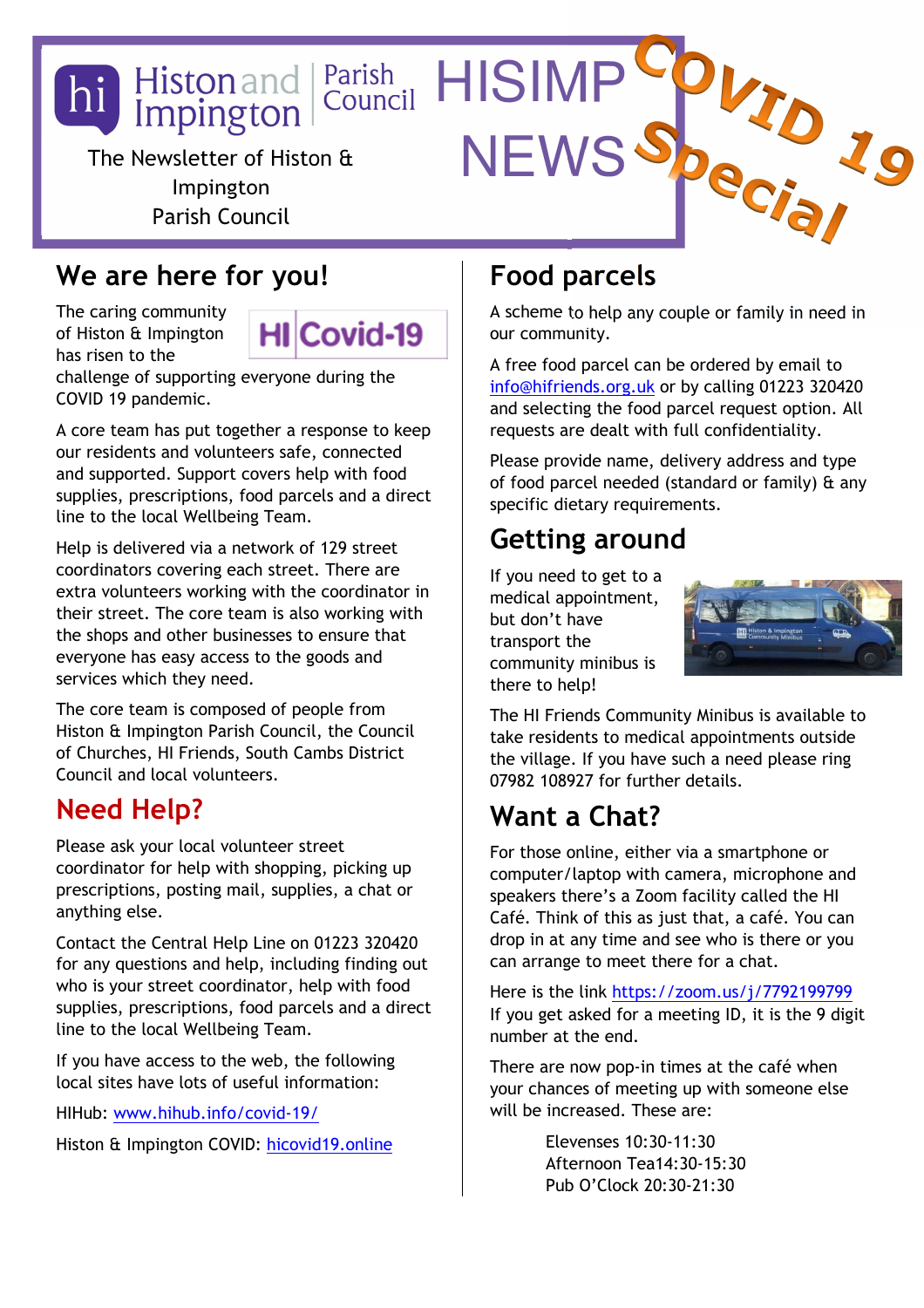Histon and Impington Parish Council

The Newsletter of Histon & Impington Parish Council

# HISIMP NEWS

COVID 19 Special

## We are here for you!

HI Covid-19

The caring community of Histon & Impington has risen to the challenge of supporting everyone during the COVID 19 pandemic.

A core team has put together a response to keep our residents and volunteers safe, connected and supported. Support covers help with food supplies, prescriptions, food parcels and a direct line to the local Wellbeing Team.

Help is delivered via a network of 129 street coordinators covering each street. There are extra volunteers working with the coordinator in their street. The core team is also working with the shops and other businesses to ensure that everyone has easy access to the goods and services which they need.

The core team is composed of people from Histon & Impington Parish Council, the Council of Churches, HI Friends, South Cambs District Council and local volunteers.

## Need Help?

Please ask your local volunteer street coordinator for help with shopping, picking up prescriptions, posting mail, supplies, a chat or anything else.

Contact the Central Help Line on 01223 320420 for any questions and help, including finding out who is your street coordinator, help with food supplies, prescriptions, food parcels and a direct line to the local Wellbeing Team.

If you have access to the web, the following local sites have lots of useful information:

HIHub: www.hihub.info/covid-19/

Histon & Impington COVID: hicovid19.online

## Food parcels

A scheme to help any couple or family in need in our community.

A free food parcel can be ordered by email to info@hifriends.org.uk or by calling 01223 320420 and selecting the food parcel request option. All requests are dealt with full confidentiality.

Please provide name, delivery address and type of food parcel needed (standard or family) & any specific dietary requirements.

## Getting around

If you need to get to a medical appointment, but don't have transport the community minibus is there to help!

The HI Friends Community Minibus is available to take residents to medical appointments outside the village. If you have such a need please ring 07982 108927 for further details.

## Want a Chat?

For those online, either via a smartphone or computer/laptop with camera, microphone and speakers there's a Zoom facility called the HI Café. Think of this as just that, a café. You can drop in at any time and see who is there or you can arrange to meet there for a chat.

Here is the link https://zoom.us/j/7792199799
If you get asked for a meeting ID, it is the 9 digit number at the end.

There are now pop-in times at the café when your chances of meeting up with someone else will be increased. These are:

Elevenses 10:30-11:30
Afternoon Tea 14:30-15:30
Pub O'Clock 20:30-21:30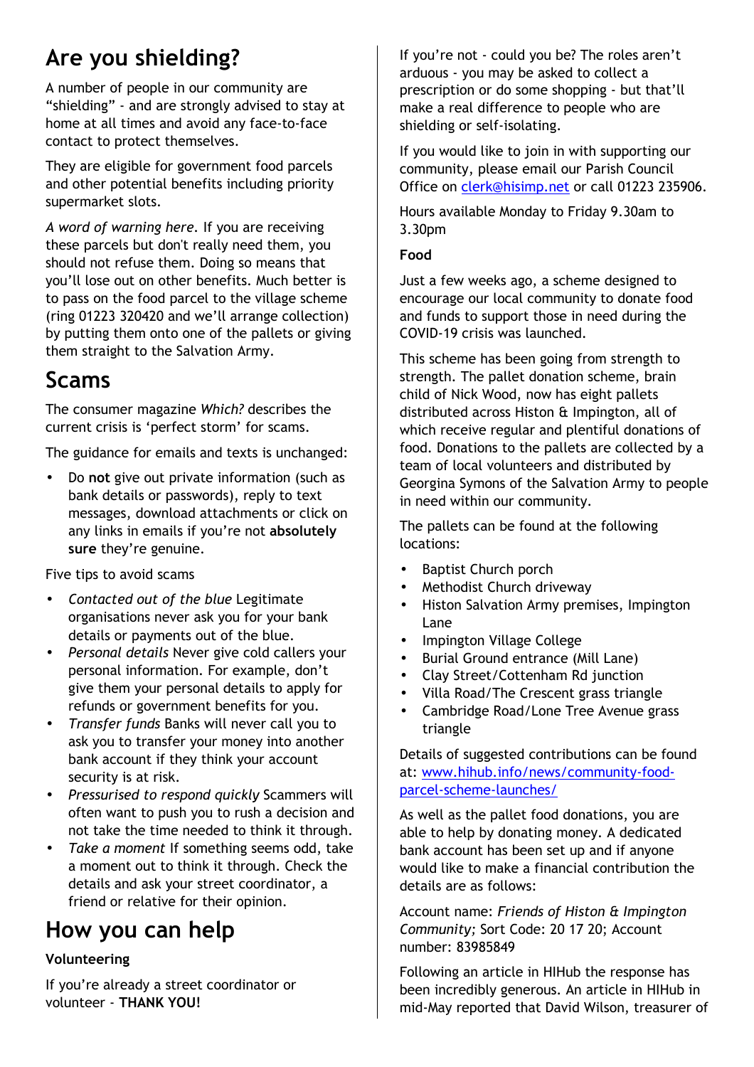## Are you shielding?

A number of people in our community are "shielding" - and are strongly advised to stay at home at all times and avoid any face-to-face contact to protect themselves.

They are eligible for government food parcels and other potential benefits including priority supermarket slots.

*A word of warning here.* If you are receiving these parcels but don't really need them, you should not refuse them. Doing so means that you'll lose out on other benefits. Much better is to pass on the food parcel to the village scheme (ring 01223 320420 and we'll arrange collection) by putting them onto one of the pallets or giving them straight to the Salvation Army.

## Scams

The consumer magazine *Which?* describes the current crisis is 'perfect storm' for scams.

The guidance for emails and texts is unchanged:

- Do **not** give out private information (such as bank details or passwords), reply to text messages, download attachments or click on any links in emails if you're not **absolutely sure** they're genuine.

Five tips to avoid scams

- *Contacted out of the blue* Legitimate organisations never ask you for your bank details or payments out of the blue.
- *Personal details* Never give cold callers your personal information. For example, don't give them your personal details to apply for refunds or government benefits for you.
- *Transfer funds* Banks will never call you to ask you to transfer your money into another bank account if they think your account security is at risk.
- *Pressurised to respond quickly* Scammers will often want to push you to rush a decision and not take the time needed to think it through.
- *Take a moment* If something seems odd, take a moment out to think it through. Check the details and ask your street coordinator, a friend or relative for their opinion.

## How you can help

### Volunteering

If you're already a street coordinator or volunteer - **THANK YOU!**

If you're not - could you be? The roles aren't arduous - you may be asked to collect a prescription or do some shopping - but that'll make a real difference to people who are shielding or self-isolating.

If you would like to join in with supporting our community, please email our Parish Council Office on clerk@hisimp.net or call 01223 235906.

Hours available Monday to Friday 9.30am to 3.30pm

### Food

Just a few weeks ago, a scheme designed to encourage our local community to donate food and funds to support those in need during the COVID-19 crisis was launched.

This scheme has been going from strength to strength. The pallet donation scheme, brain child of Nick Wood, now has eight pallets distributed across Histon & Impington, all of which receive regular and plentiful donations of food. Donations to the pallets are collected by a team of local volunteers and distributed by Georgina Symons of the Salvation Army to people in need within our community.

The pallets can be found at the following locations:

- Baptist Church porch
- Methodist Church driveway
- Histon Salvation Army premises, Impington Lane
- Impington Village College
- Burial Ground entrance (Mill Lane)
- Clay Street/Cottenham Rd junction
- Villa Road/The Crescent grass triangle
- Cambridge Road/Lone Tree Avenue grass triangle

Details of suggested contributions can be found at: www.hihub.info/news/community-food-parcel-scheme-launches/

As well as the pallet food donations, you are able to help by donating money. A dedicated bank account has been set up and if anyone would like to make a financial contribution the details are as follows:

Account name: *Friends of Histon & Impington Community;* Sort Code: 20 17 20; Account number: 83985849

Following an article in HIHub the response has been incredibly generous. An article in HIHub in mid-May reported that David Wilson, treasurer of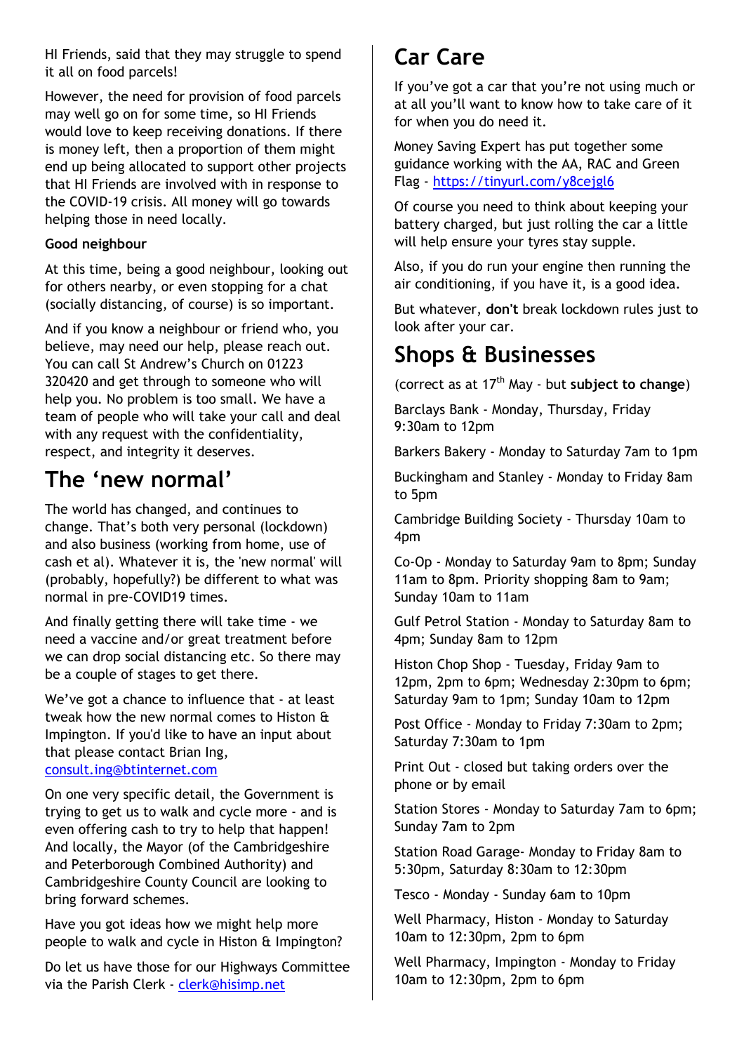HI Friends, said that they may struggle to spend it all on food parcels!

However, the need for provision of food parcels may well go on for some time, so HI Friends would love to keep receiving donations. If there is money left, then a proportion of them might end up being allocated to support other projects that HI Friends are involved with in response to the COVID-19 crisis. All money will go towards helping those in need locally.

**Good neighbour**

At this time, being a good neighbour, looking out for others nearby, or even stopping for a chat (socially distancing, of course) is so important.

And if you know a neighbour or friend who, you believe, may need our help, please reach out. You can call St Andrew's Church on 01223 320420 and get through to someone who will help you. No problem is too small. We have a team of people who will take your call and deal with any request with the confidentiality, respect, and integrity it deserves.

# The 'new normal'

The world has changed, and continues to change. That's both very personal (lockdown) and also business (working from home, use of cash et al). Whatever it is, the 'new normal' will (probably, hopefully?) be different to what was normal in pre-COVID19 times.

And finally getting there will take time - we need a vaccine and/or great treatment before we can drop social distancing etc. So there may be a couple of stages to get there.

We've got a chance to influence that - at least tweak how the new normal comes to Histon & Impington. If you'd like to have an input about that please contact Brian Ing, consult.ing@btinternet.com

On one very specific detail, the Government is trying to get us to walk and cycle more - and is even offering cash to try to help that happen! And locally, the Mayor (of the Cambridgeshire and Peterborough Combined Authority) and Cambridgeshire County Council are looking to bring forward schemes.

Have you got ideas how we might help more people to walk and cycle in Histon & Impington?

Do let us have those for our Highways Committee via the Parish Clerk - clerk@hisimp.net

# Car Care

If you've got a car that you're not using much or at all you'll want to know how to take care of it for when you do need it.

Money Saving Expert has put together some guidance working with the AA, RAC and Green Flag - https://tinyurl.com/y8cejgl6

Of course you need to think about keeping your battery charged, but just rolling the car a little will help ensure your tyres stay supple.

Also, if you do run your engine then running the air conditioning, if you have it, is a good idea.

But whatever, **don't** break lockdown rules just to look after your car.

# Shops & Businesses

(correct as at 17th May - but **subject to change**)

Barclays Bank - Monday, Thursday, Friday 9:30am to 12pm

Barkers Bakery - Monday to Saturday 7am to 1pm

Buckingham and Stanley - Monday to Friday 8am to 5pm

Cambridge Building Society - Thursday 10am to 4pm

Co-Op - Monday to Saturday 9am to 8pm; Sunday 11am to 8pm. Priority shopping 8am to 9am; Sunday 10am to 11am

Gulf Petrol Station - Monday to Saturday 8am to 4pm; Sunday 8am to 12pm

Histon Chop Shop - Tuesday, Friday 9am to 12pm, 2pm to 6pm; Wednesday 2:30pm to 6pm; Saturday 9am to 1pm; Sunday 10am to 12pm

Post Office - Monday to Friday 7:30am to 2pm; Saturday 7:30am to 1pm

Print Out - closed but taking orders over the phone or by email

Station Stores - Monday to Saturday 7am to 6pm; Sunday 7am to 2pm

Station Road Garage- Monday to Friday 8am to 5:30pm, Saturday 8:30am to 12:30pm

Tesco - Monday - Sunday 6am to 10pm

Well Pharmacy, Histon - Monday to Saturday 10am to 12:30pm, 2pm to 6pm

Well Pharmacy, Impington - Monday to Friday 10am to 12:30pm, 2pm to 6pm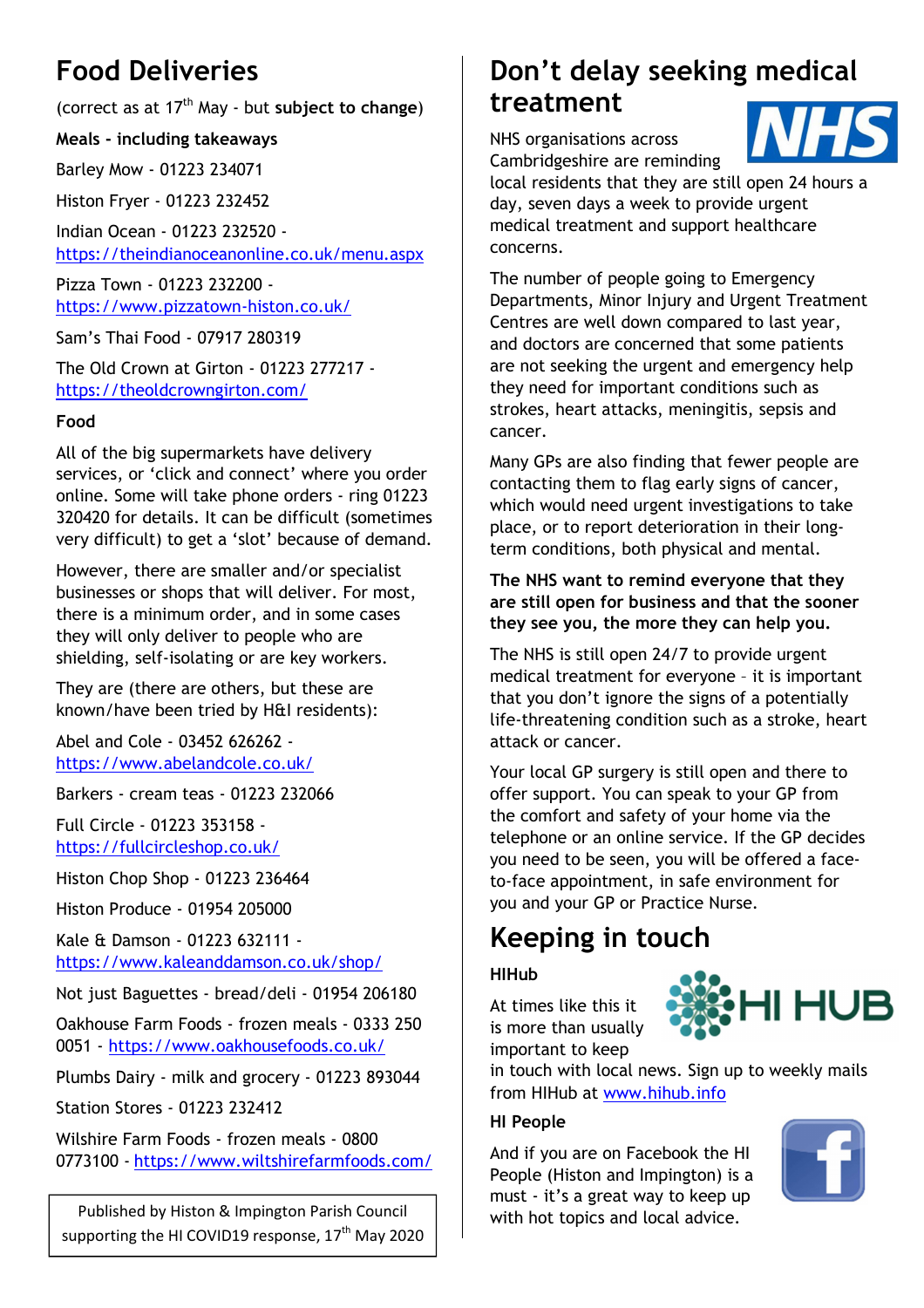# Food Deliveries

(correct as at 17th May - but **subject to change**)

**Meals - including takeaways**

Barley Mow - 01223 234071

Histon Fryer - 01223 232452

Indian Ocean - 01223 232520 - https://theindianoceanonline.co.uk/menu.aspx

Pizza Town - 01223 232200 - https://www.pizzatown-histon.co.uk/

Sam's Thai Food - 07917 280319

The Old Crown at Girton - 01223 277217 - https://theoldcrowngirton.com/

**Food**

All of the big supermarkets have delivery services, or 'click and connect' where you order online. Some will take phone orders - ring 01223 320420 for details. It can be difficult (sometimes very difficult) to get a 'slot' because of demand.

However, there are smaller and/or specialist businesses or shops that will deliver. For most, there is a minimum order, and in some cases they will only deliver to people who are shielding, self-isolating or are key workers.

They are (there are others, but these are known/have been tried by H&I residents):

Abel and Cole - 03452 626262 - https://www.abelandcole.co.uk/

Barkers - cream teas - 01223 232066

Full Circle - 01223 353158 - https://fullcircleshop.co.uk/

Histon Chop Shop - 01223 236464

Histon Produce - 01954 205000

Kale & Damson - 01223 632111 - https://www.kaleanddamson.co.uk/shop/

Not just Baguettes - bread/deli - 01954 206180

Oakhouse Farm Foods - frozen meals - 0333 250 0051 - https://www.oakhousefoods.co.uk/

Plumbs Dairy - milk and grocery - 01223 893044

Station Stores - 01223 232412

Wilshire Farm Foods - frozen meals - 0800 0773100 - https://www.wiltshirefarmfoods.com/

Published by Histon & Impington Parish Council supporting the HI COVID19 response, 17th May 2020

# Don't delay seeking medical treatment

NHS organisations across Cambridgeshire are reminding local residents that they are still open 24 hours a day, seven days a week to provide urgent medical treatment and support healthcare concerns.

The number of people going to Emergency Departments, Minor Injury and Urgent Treatment Centres are well down compared to last year, and doctors are concerned that some patients are not seeking the urgent and emergency help they need for important conditions such as strokes, heart attacks, meningitis, sepsis and cancer.

Many GPs are also finding that fewer people are contacting them to flag early signs of cancer, which would need urgent investigations to take place, or to report deterioration in their long-term conditions, both physical and mental.

**The NHS want to remind everyone that they are still open for business and that the sooner they see you, the more they can help you.**

The NHS is still open 24/7 to provide urgent medical treatment for everyone – it is important that you don't ignore the signs of a potentially life-threatening condition such as a stroke, heart attack or cancer.

Your local GP surgery is still open and there to offer support. You can speak to your GP from the comfort and safety of your home via the telephone or an online service. If the GP decides you need to be seen, you will be offered a face-to-face appointment, in safe environment for you and your GP or Practice Nurse.

# Keeping in touch

**HIHub**

At times like this it is more than usually important to keep in touch with local news. Sign up to weekly mails from HIHub at www.hihub.info

**HI People**

And if you are on Facebook the HI People (Histon and Impington) is a must - it's a great way to keep up with hot topics and local advice.